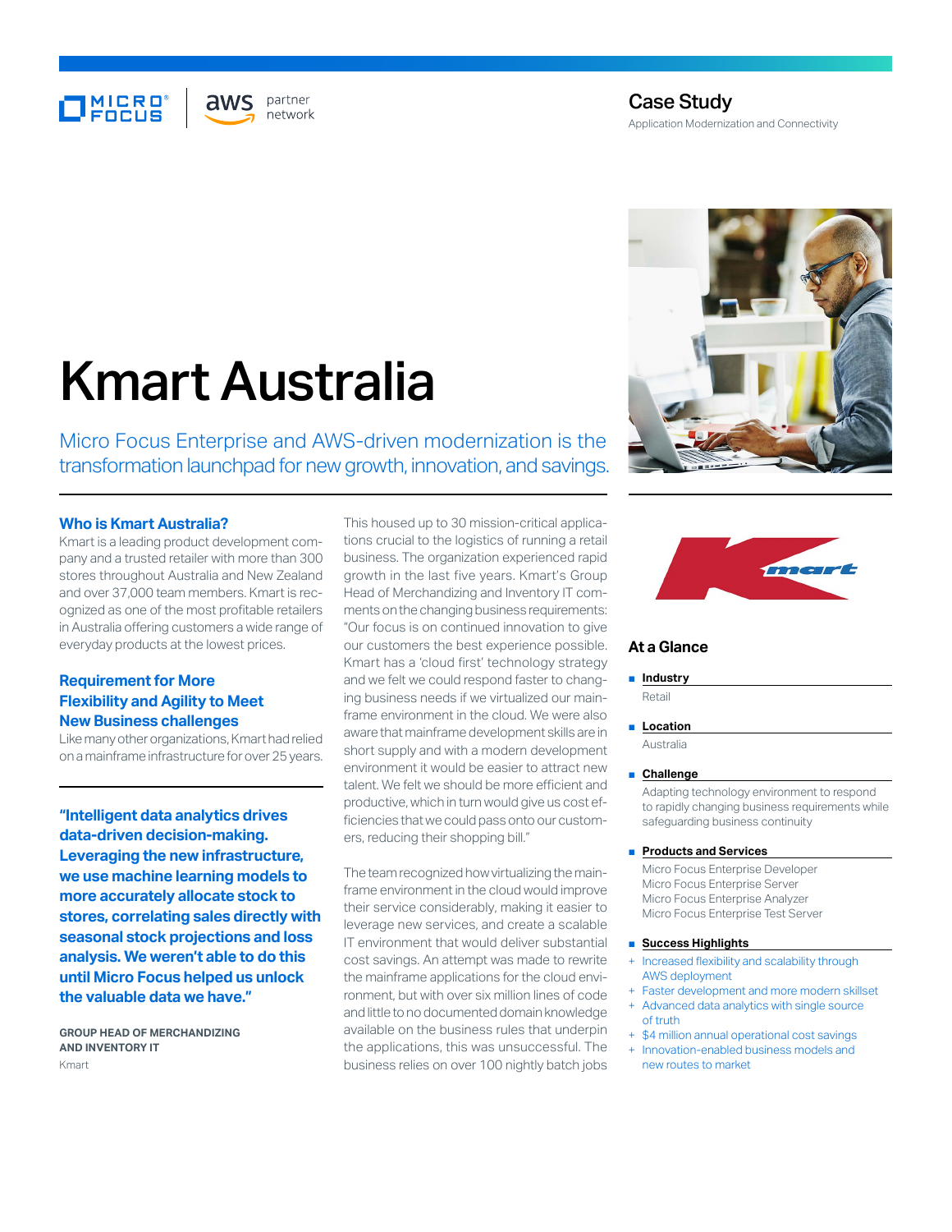Case Study

Application Modernization and Connectivity

# Kmart Australia

Micro Focus Enterprise and AWS-driven modernization is the transformation launchpad for new growth, innovation, and savings.

## Who is Kmart Australia?

Kmart is a leading product development company and a trusted retailer with more than 300 stores throughout Australia and New Zealand and over 37,000 team members. Kmart is recognized as one of the most profitable retailers in Australia offering customers a wide range of everyday products at the lowest prices.

## Requirement for More Flexibility and Agility to Meet New Business challenges

Like many other organizations, Kmart had relied on a mainframe infrastructure for over 25 years. This housed up to 30 mission-critical applications crucial to the logistics of running a retail business. The organization experienced rapid growth in the last five years. Kmart's Group Head of Merchandizing and Inventory IT comments on the changing business requirements: "Our focus is on continued innovation to give our customers the best experience possible. Kmart has a 'cloud first' technology strategy and we felt we could respond faster to changing business needs if we virtualized our mainframe environment in the cloud. We were also aware that mainframe development skills are in short supply and with a modern development environment it would be easier to attract new talent. We felt we should be more efficient and productive, which in turn would give us cost efficiencies that we could pass onto our customers, reducing their shopping bill."

The team recognized how virtualizing the mainframe environment in the cloud would improve their service considerably, making it easier to leverage new services, and create a scalable IT environment that would deliver substantial cost savings. An attempt was made to rewrite the mainframe applications for the cloud environment, but with over six million lines of code and little to no documented domain knowledge available on the business rules that underpin the applications, this was unsuccessful. The business relies on over 100 nightly batch jobs

**"Intelligent data analytics drives data-driven decision-making. Leveraging the new infrastructure, we use machine learning models to more accurately allocate stock to stores, correlating sales directly with seasonal stock projections and loss analysis. We weren't able to do this until Micro Focus helped us unlock the valuable data we have."**

**GROUP HEAD OF MERCHANDIZING AND INVENTORY IT**
Kmart

## At a Glance

**Industry**
Retail

**Location**
Australia

**Challenge**
Adapting technology environment to respond to rapidly changing business requirements while safeguarding business continuity

**Products and Services**
Micro Focus Enterprise Developer
Micro Focus Enterprise Server
Micro Focus Enterprise Analyzer
Micro Focus Enterprise Test Server

**Success Highlights**
+ Increased flexibility and scalability through AWS deployment
+ Faster development and more modern skillset
+ Advanced data analytics with single source of truth
+ $4 million annual operational cost savings
+ Innovation-enabled business models and new routes to market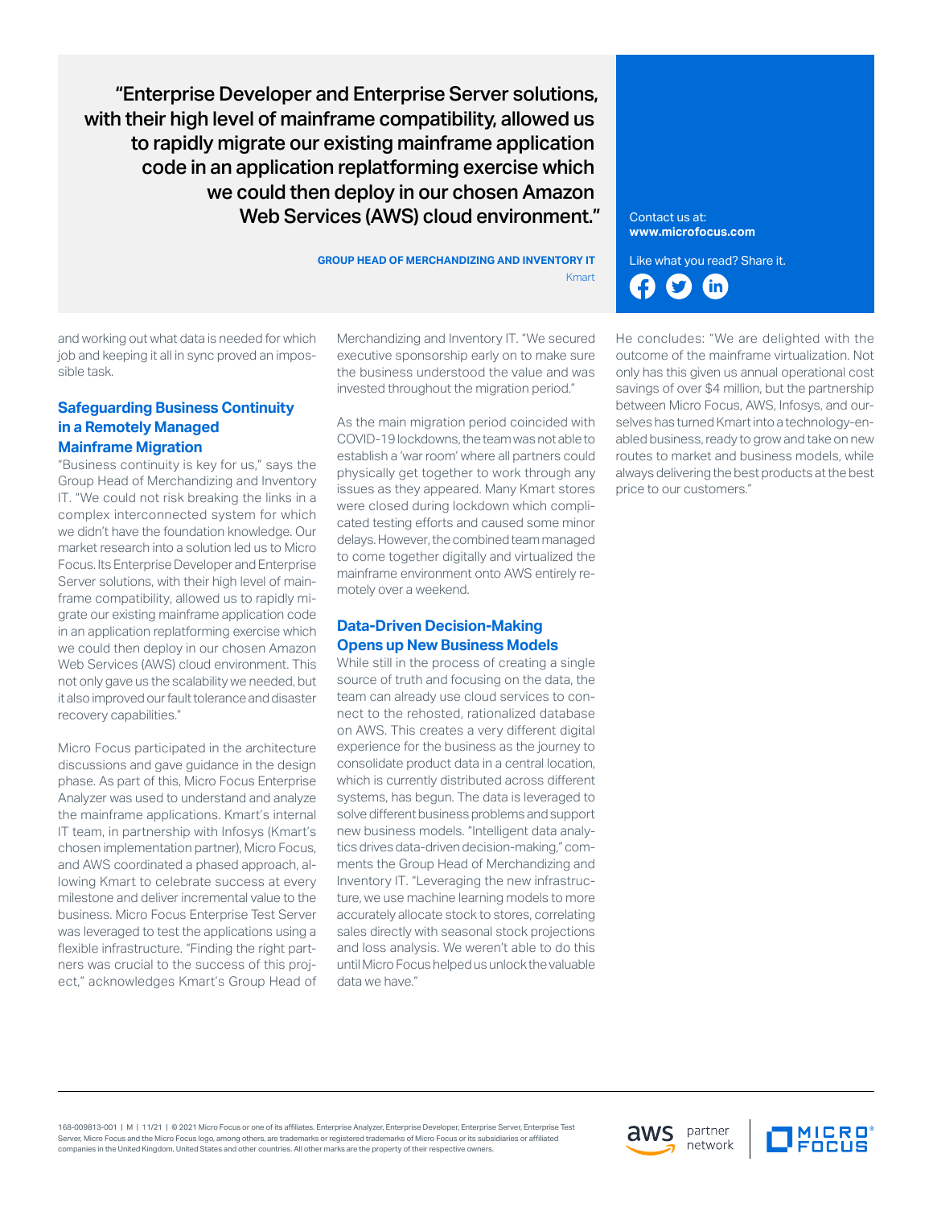> "Enterprise Developer and Enterprise Server solutions, with their high level of mainframe compatibility, allowed us to rapidly migrate our existing mainframe application code in an application replatforming exercise which we could then deploy in our chosen Amazon Web Services (AWS) cloud environment."

**GROUP HEAD OF MERCHANDIZING AND INVENTORY IT**
Kmart

Contact us at:
**www.microfocus.com**

Like what you read? Share it.

and working out what data is needed for which job and keeping it all in sync proved an impossible task.

## Safeguarding Business Continuity in a Remotely Managed Mainframe Migration

"Business continuity is key for us," says the Group Head of Merchandizing and Inventory IT. "We could not risk breaking the links in a complex interconnected system for which we didn't have the foundation knowledge. Our market research into a solution led us to Micro Focus. Its Enterprise Developer and Enterprise Server solutions, with their high level of mainframe compatibility, allowed us to rapidly migrate our existing mainframe application code in an application replatforming exercise which we could then deploy in our chosen Amazon Web Services (AWS) cloud environment. This not only gave us the scalability we needed, but it also improved our fault tolerance and disaster recovery capabilities."

Micro Focus participated in the architecture discussions and gave guidance in the design phase. As part of this, Micro Focus Enterprise Analyzer was used to understand and analyze the mainframe applications. Kmart's internal IT team, in partnership with Infosys (Kmart's chosen implementation partner), Micro Focus, and AWS coordinated a phased approach, allowing Kmart to celebrate success at every milestone and deliver incremental value to the business. Micro Focus Enterprise Test Server was leveraged to test the applications using a flexible infrastructure. "Finding the right partners was crucial to the success of this project," acknowledges Kmart's Group Head of Merchandizing and Inventory IT. "We secured executive sponsorship early on to make sure the business understood the value and was invested throughout the migration period."

As the main migration period coincided with COVID-19 lockdowns, the team was not able to establish a 'war room' where all partners could physically get together to work through any issues as they appeared. Many Kmart stores were closed during lockdown which complicated testing efforts and caused some minor delays. However, the combined team managed to come together digitally and virtualized the mainframe environment onto AWS entirely remotely over a weekend.

## Data-Driven Decision-Making Opens up New Business Models

While still in the process of creating a single source of truth and focusing on the data, the team can already use cloud services to connect to the rehosted, rationalized database on AWS. This creates a very different digital experience for the business as the journey to consolidate product data in a central location, which is currently distributed across different systems, has begun. The data is leveraged to solve different business problems and support new business models. "Intelligent data analytics drives data-driven decision-making," comments the Group Head of Merchandizing and Inventory IT. "Leveraging the new infrastructure, we use machine learning models to more accurately allocate stock to stores, correlating sales directly with seasonal stock projections and loss analysis. We weren't able to do this until Micro Focus helped us unlock the valuable data we have."

He concludes: "We are delighted with the outcome of the mainframe virtualization. Not only has this given us annual operational cost savings of over $4 million, but the partnership between Micro Focus, AWS, Infosys, and ourselves has turned Kmart into a technology-enabled business, ready to grow and take on new routes to market and business models, while always delivering the best products at the best price to our customers."

168-009813-001 | M | 11/21 | © 2021 Micro Focus or one of its affiliates. Enterprise Analyzer, Enterprise Developer, Enterprise Server, Enterprise Test Server, Micro Focus and the Micro Focus logo, among others, are trademarks or registered trademarks of Micro Focus or its subsidiaries or affiliated companies in the United Kingdom, United States and other countries. All other marks are the property of their respective owners.